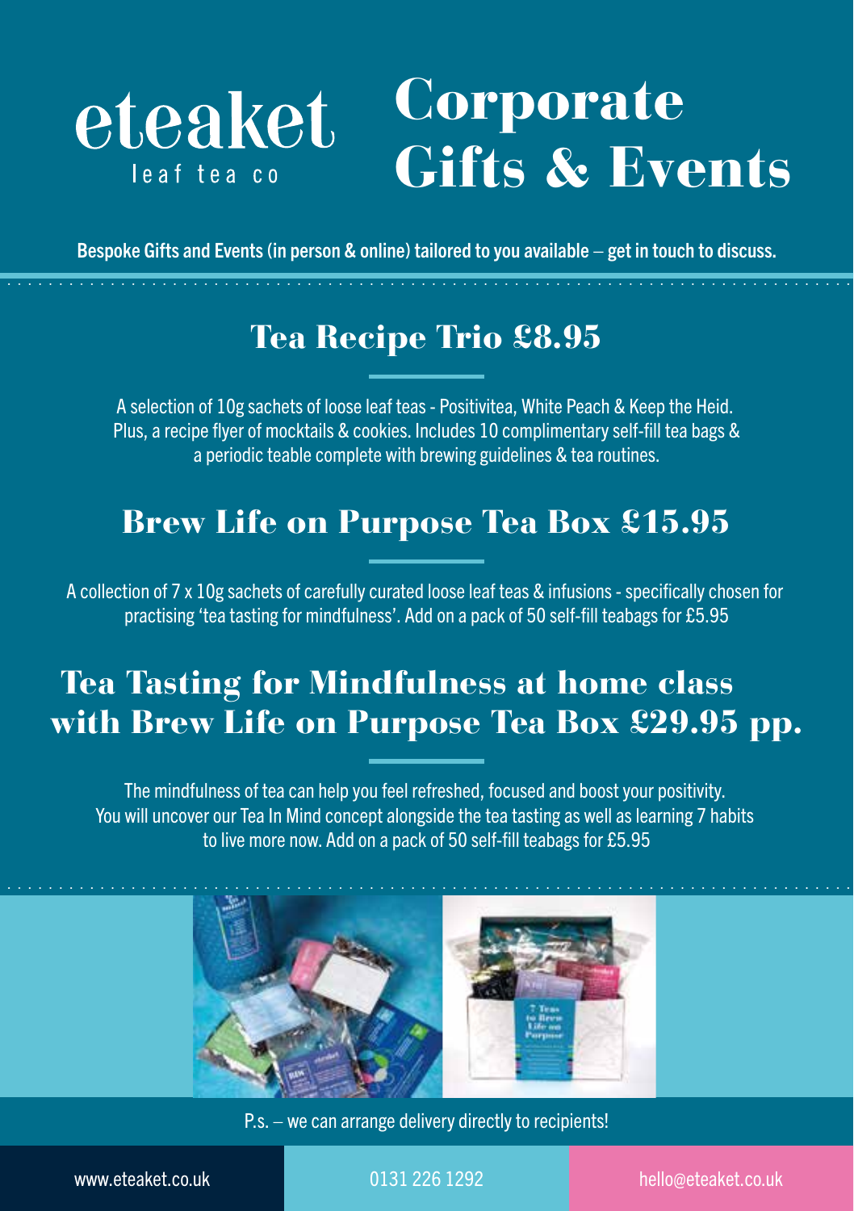# eteaket
leaf tea co

# Corporate Gifts & Events

**Bespoke Gifts and Events (in person & online) tailored to you available – get in touch to discuss.**

## Tea Recipe Trio £8.95

A selection of 10g sachets of loose leaf teas - Positivitea, White Peach & Keep the Heid. Plus, a recipe flyer of mocktails & cookies. Includes 10 complimentary self-fill tea bags & a periodic teable complete with brewing guidelines & tea routines.

## Brew Life on Purpose Tea Box £15.95

A collection of 7 x 10g sachets of carefully curated loose leaf teas & infusions - specifically chosen for practising 'tea tasting for mindfulness'. Add on a pack of 50 self-fill teabags for £5.95

## Tea Tasting for Mindfulness at home class with Brew Life on Purpose Tea Box £29.95 pp.

The mindfulness of tea can help you feel refreshed, focused and boost your positivity. You will uncover our Tea In Mind concept alongside the tea tasting as well as learning 7 habits to live more now. Add on a pack of 50 self-fill teabags for £5.95

P.s. – we can arrange delivery directly to recipients!

www.eteaket.co.uk | 0131 226 1292 | hello@eteaket.co.uk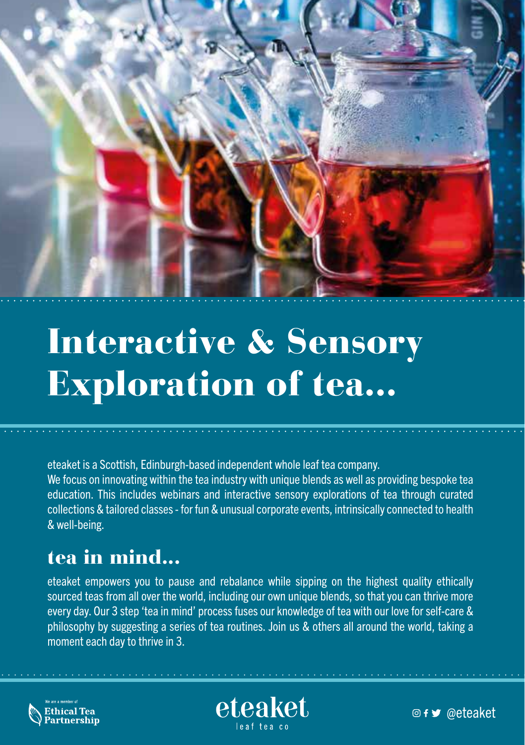# Interactive & Sensory Exploration of tea...

eteaket is a Scottish, Edinburgh-based independent whole leaf tea company.
We focus on innovating within the tea industry with unique blends as well as providing bespoke tea education. This includes webinars and interactive sensory explorations of tea through curated collections & tailored classes - for fun & unusual corporate events, intrinsically connected to health & well-being.

## tea in mind...

eteaket empowers you to pause and rebalance while sipping on the highest quality ethically sourced teas from all over the world, including our own unique blends, so that you can thrive more every day. Our 3 step 'tea in mind' process fuses our knowledge of tea with our love for self-care & philosophy by suggesting a series of tea routines. Join us & others all around the world, taking a moment each day to thrive in 3.

We are a member of Ethical Tea Partnership

eteaket leaf tea co

@eteaket